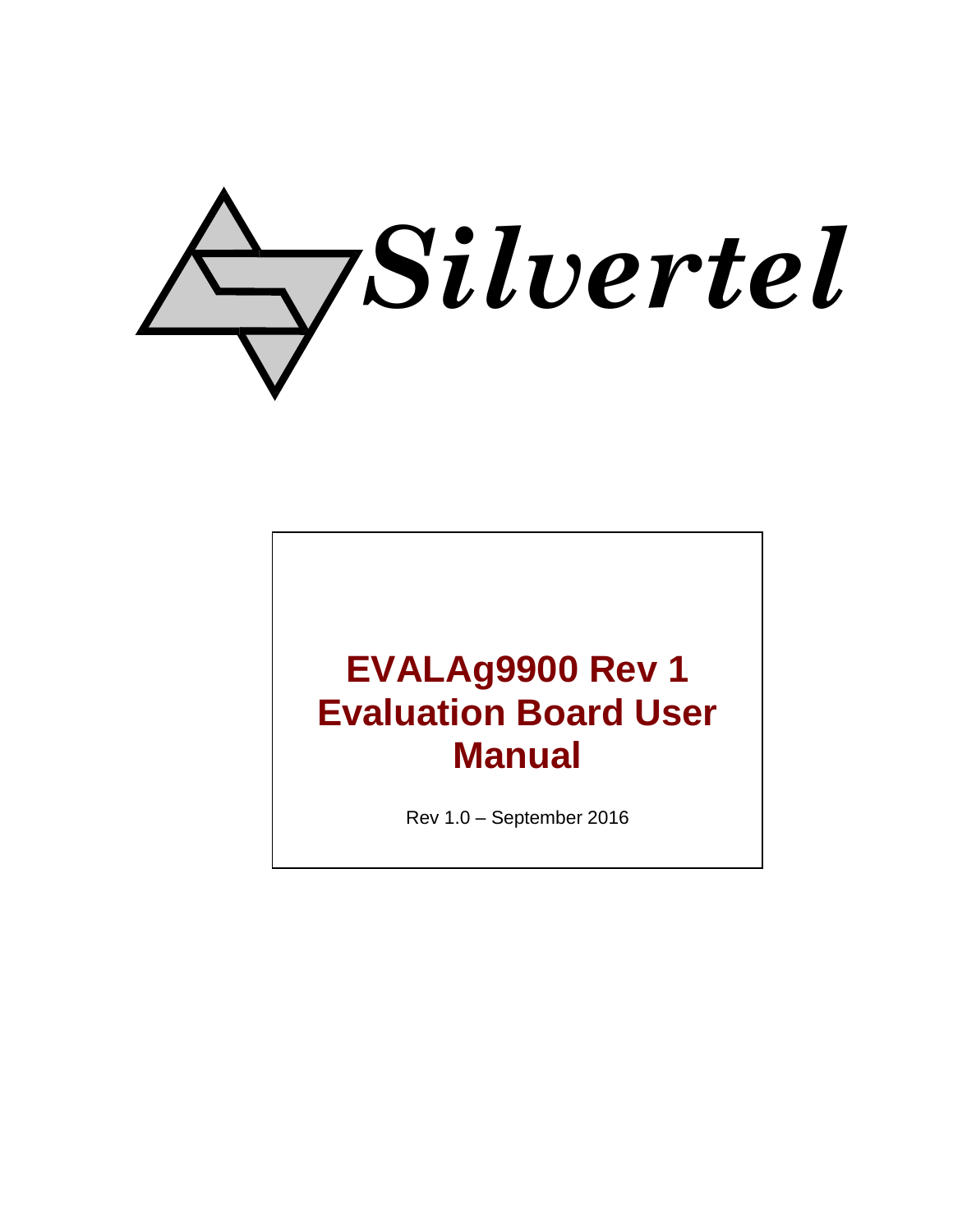Silvertel

# EVALAg9900 Rev 1 Evaluation Board User Manual

Rev 1.0 – September 2016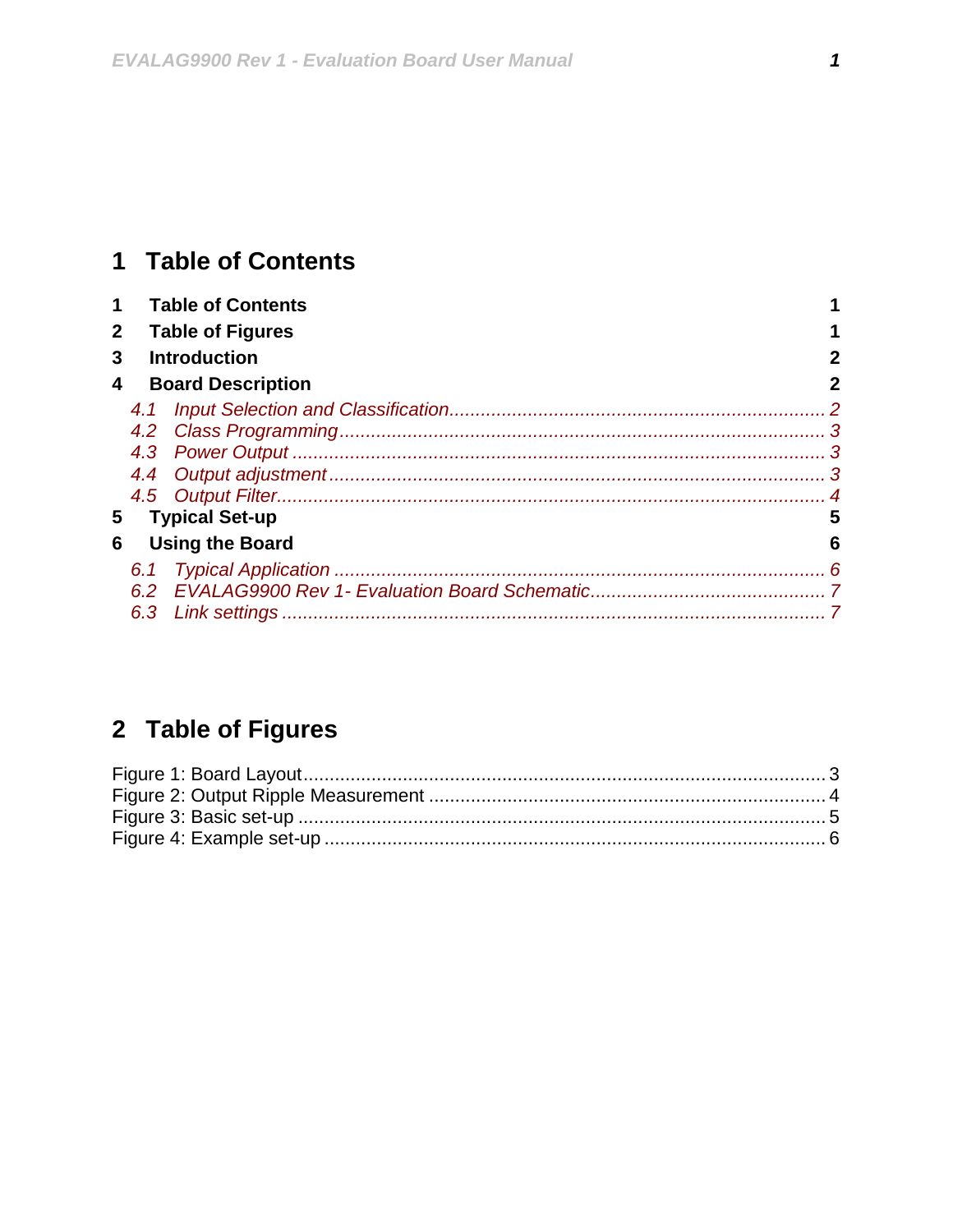# 1 Table of Contents

| | | |
|---|---|---|
| **1** | **Table of Contents** | **1** |
| **2** | **Table of Figures** | **1** |
| **3** | **Introduction** | **2** |
| **4** | **Board Description** | **2** |
| *4.1* | *Input Selection and Classification* | *2* |
| *4.2* | *Class Programming* | *3* |
| *4.3* | *Power Output* | *3* |
| *4.4* | *Output adjustment* | *3* |
| *4.5* | *Output Filter* | *4* |
| **5** | **Typical Set-up** | **5** |
| **6** | **Using the Board** | **6** |
| *6.1* | *Typical Application* | *6* |
| *6.2* | *EVALAG9900 Rev 1- Evaluation Board Schematic* | *7* |
| *6.3* | *Link settings* | *7* |

# 2 Table of Figures

| | |
|---|---|
| Figure 1: Board Layout | 3 |
| Figure 2: Output Ripple Measurement | 4 |
| Figure 3: Basic set-up | 5 |
| Figure 4: Example set-up | 6 |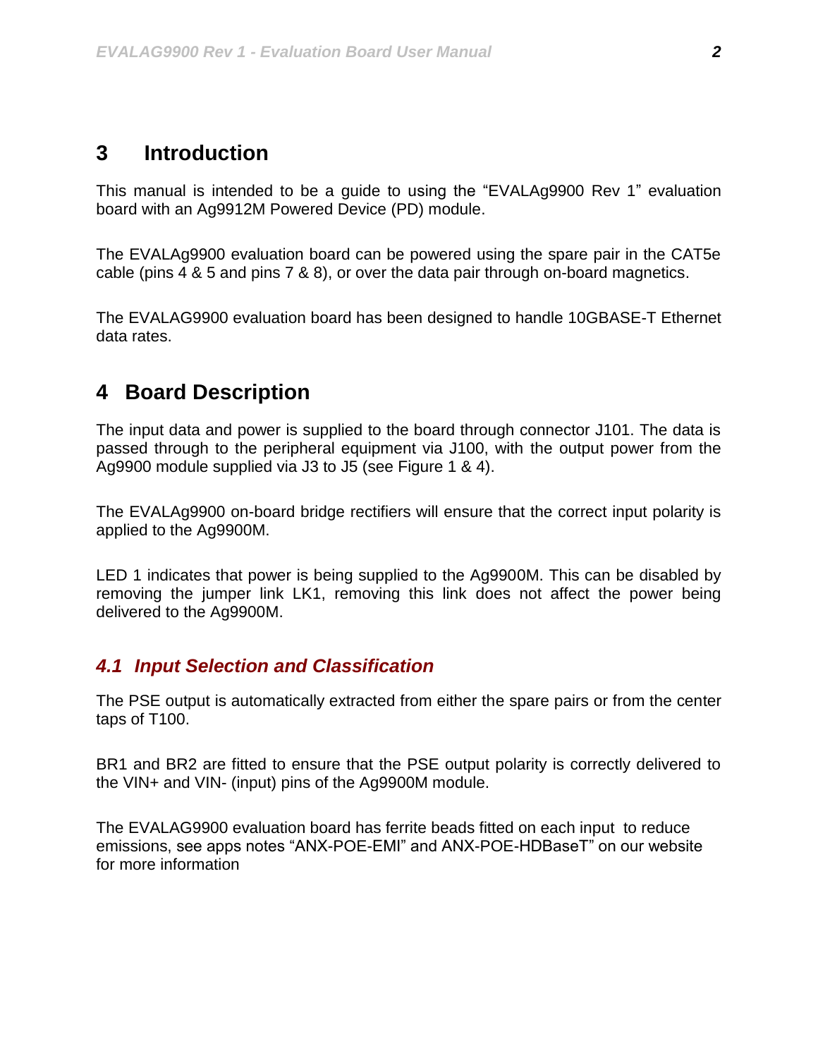# 3 Introduction

This manual is intended to be a guide to using the “EVALAg9900 Rev 1” evaluation board with an Ag9912M Powered Device (PD) module.

The EVALAg9900 evaluation board can be powered using the spare pair in the CAT5e cable (pins 4 & 5 and pins 7 & 8), or over the data pair through on-board magnetics.

The EVALAG9900 evaluation board has been designed to handle 10GBASE-T Ethernet data rates.

# 4 Board Description

The input data and power is supplied to the board through connector J101. The data is passed through to the peripheral equipment via J100, with the output power from the Ag9900 module supplied via J3 to J5 (see Figure 1 & 4).

The EVALAg9900 on-board bridge rectifiers will ensure that the correct input polarity is applied to the Ag9900M.

LED 1 indicates that power is being supplied to the Ag9900M. This can be disabled by removing the jumper link LK1, removing this link does not affect the power being delivered to the Ag9900M.

## *4.1 Input Selection and Classification*

The PSE output is automatically extracted from either the spare pairs or from the center taps of T100.

BR1 and BR2 are fitted to ensure that the PSE output polarity is correctly delivered to the VIN+ and VIN- (input) pins of the Ag9900M module.

The EVALAG9900 evaluation board has ferrite beads fitted on each input to reduce emissions, see apps notes “ANX-POE-EMI” and ANX-POE-HDBaseT” on our website for more information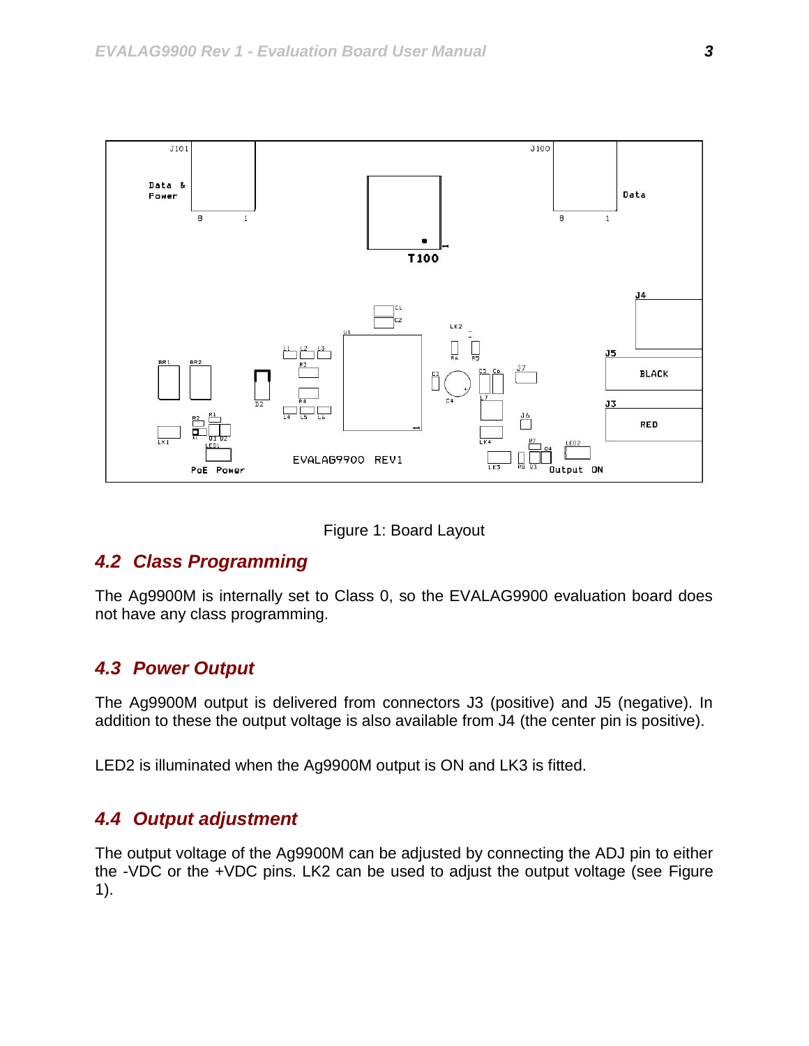Figure 1: Board Layout

## 4.2 Class Programming

The Ag9900M is internally set to Class 0, so the EVALAG9900 evaluation board does not have any class programming.

## 4.3 Power Output

The Ag9900M output is delivered from connectors J3 (positive) and J5 (negative). In addition to these the output voltage is also available from J4 (the center pin is positive).

LED2 is illuminated when the Ag9900M output is ON and LK3 is fitted.

## 4.4 Output adjustment

The output voltage of the Ag9900M can be adjusted by connecting the ADJ pin to either the -VDC or the +VDC pins. LK2 can be used to adjust the output voltage (see Figure 1).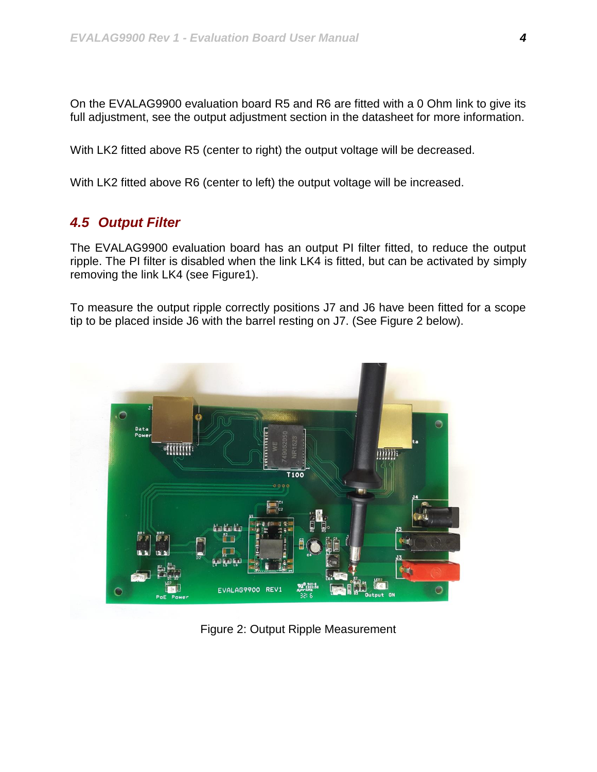On the EVALAG9900 evaluation board R5 and R6 are fitted with a 0 Ohm link to give its full adjustment, see the output adjustment section in the datasheet for more information.

With LK2 fitted above R5 (center to right) the output voltage will be decreased.

With LK2 fitted above R6 (center to left) the output voltage will be increased.

## *4.5 Output Filter*

The EVALAG9900 evaluation board has an output PI filter fitted, to reduce the output ripple. The PI filter is disabled when the link LK4 is fitted, but can be activated by simply removing the link LK4 (see Figure1).

To measure the output ripple correctly positions J7 and J6 have been fitted for a scope tip to be placed inside J6 with the barrel resting on J7. (See Figure 2 below).

Figure 2: Output Ripple Measurement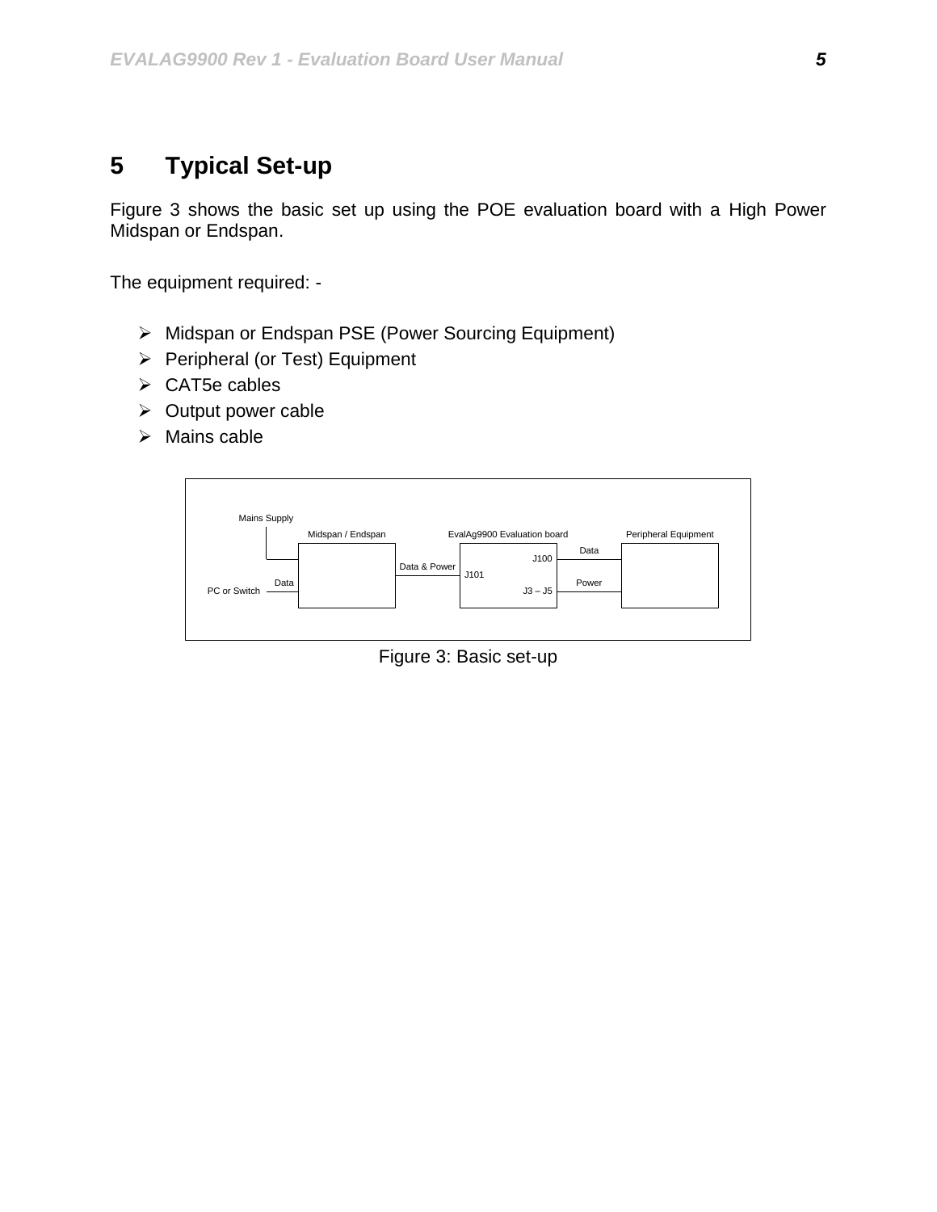# 5 Typical Set-up

Figure 3 shows the basic set up using the POE evaluation board with a High Power Midspan or Endspan.

The equipment required: -

- Midspan or Endspan PSE (Power Sourcing Equipment)
- Peripheral (or Test) Equipment
- CAT5e cables
- Output power cable
- Mains cable

Figure 3: Basic set-up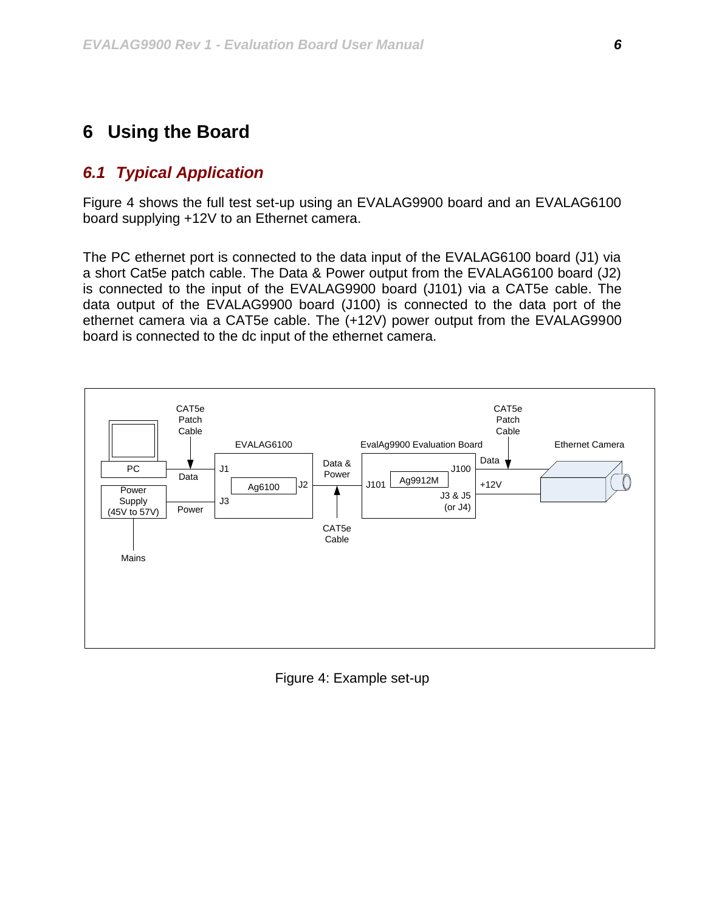# 6 Using the Board

## 6.1 Typical Application

Figure 4 shows the full test set-up using an EVALAG9900 board and an EVALAG6100 board supplying +12V to an Ethernet camera.

The PC ethernet port is connected to the data input of the EVALAG6100 board (J1) via a short Cat5e patch cable. The Data & Power output from the EVALAG6100 board (J2) is connected to the input of the EVALAG9900 board (J101) via a CAT5e cable. The data output of the EVALAG9900 board (J100) is connected to the data port of the ethernet camera via a CAT5e cable. The (+12V) power output from the EVALAG9900 board is connected to the dc input of the ethernet camera.

Figure 4: Example set-up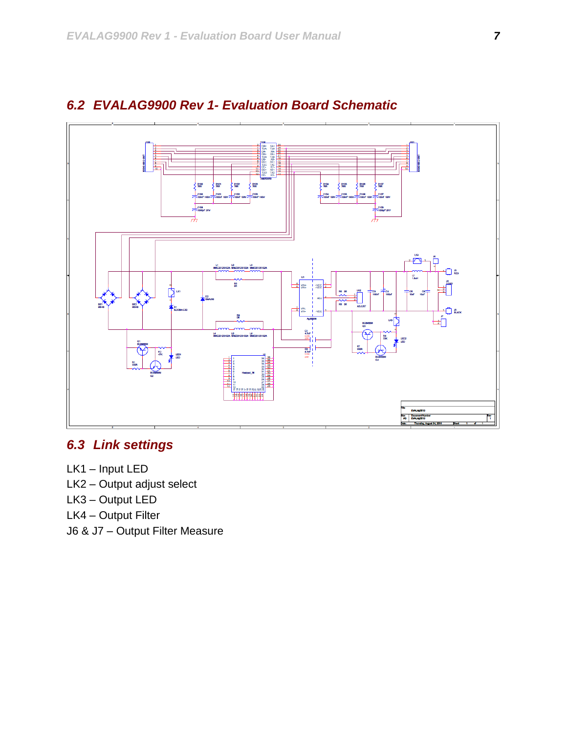## 6.2 EVALAG9900 Rev 1- Evaluation Board Schematic

## 6.3 Link settings

LK1 – Input LED

LK2 – Output adjust select

LK3 – Output LED

LK4 – Output Filter

J6 & J7 – Output Filter Measure